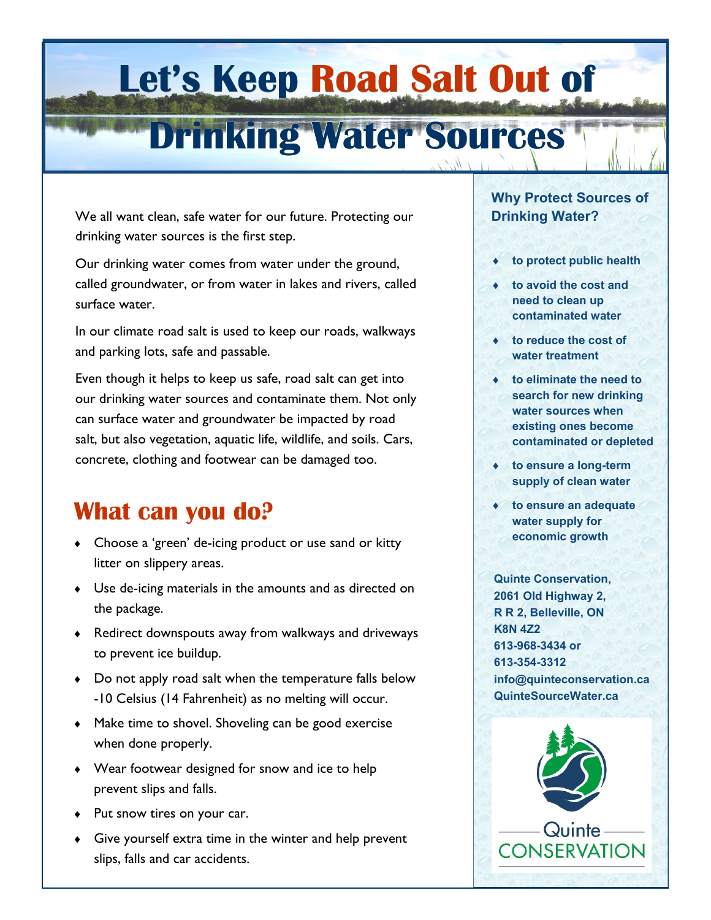# Let's Keep Road Salt Out of Drinking Water Sources

We all want clean, safe water for our future. Protecting our drinking water sources is the first step.

Our drinking water comes from water under the ground, called groundwater, or from water in lakes and rivers, called surface water.

In our climate road salt is used to keep our roads, walkways and parking lots, safe and passable.

Even though it helps to keep us safe, road salt can get into our drinking water sources and contaminate them. Not only can surface water and groundwater be impacted by road salt, but also vegetation, aquatic life, wildlife, and soils. Cars, concrete, clothing and footwear can be damaged too.

## What can you do?

- Choose a 'green' de-icing product or use sand or kitty litter on slippery areas.
- Use de-icing materials in the amounts and as directed on the package.
- Redirect downspouts away from walkways and driveways to prevent ice buildup.
- Do not apply road salt when the temperature falls below -10 Celsius (14 Fahrenheit) as no melting will occur.
- Make time to shovel. Shoveling can be good exercise when done properly.
- Wear footwear designed for snow and ice to help prevent slips and falls.
- Put snow tires on your car.
- Give yourself extra time in the winter and help prevent slips, falls and car accidents.

### Why Protect Sources of Drinking Water?

- **to protect public health**
- **to avoid the cost and need to clean up contaminated water**
- **to reduce the cost of water treatment**
- **to eliminate the need to search for new drinking water sources when existing ones become contaminated or depleted**
- **to ensure a long-term supply of clean water**
- **to ensure an adequate water supply for economic growth**

**Quinte Conservation,**
**2061 Old Highway 2,**
**R R 2, Belleville, ON**
**K8N 4Z2**
**613-968-3434 or**
**613-354-3312**
**info@quinteconservation.ca**
**QuinteSourceWater.ca**

Quinte CONSERVATION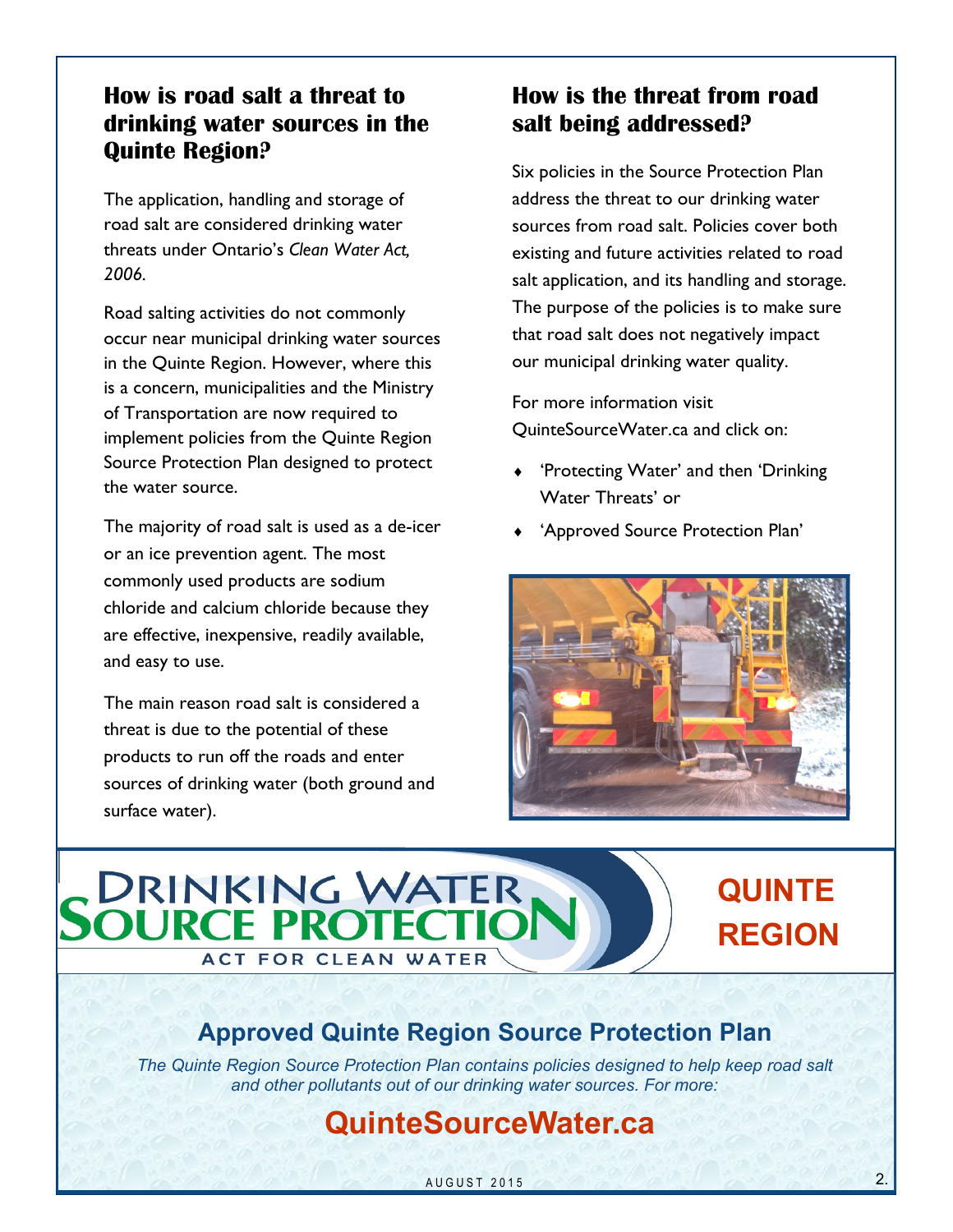## How is road salt a threat to drinking water sources in the Quinte Region?

The application, handling and storage of road salt are considered drinking water threats under Ontario's *Clean Water Act, 2006*.

Road salting activities do not commonly occur near municipal drinking water sources in the Quinte Region. However, where this is a concern, municipalities and the Ministry of Transportation are now required to implement policies from the Quinte Region Source Protection Plan designed to protect the water source.

The majority of road salt is used as a de-icer or an ice prevention agent. The most commonly used products are sodium chloride and calcium chloride because they are effective, inexpensive, readily available, and easy to use.

The main reason road salt is considered a threat is due to the potential of these products to run off the roads and enter sources of drinking water (both ground and surface water).

## How is the threat from road salt being addressed?

Six policies in the Source Protection Plan address the threat to our drinking water sources from road salt. Policies cover both existing and future activities related to road salt application, and its handling and storage. The purpose of the policies is to make sure that road salt does not negatively impact our municipal drinking water quality.

For more information visit QuinteSourceWater.ca and click on:

- 'Protecting Water' and then 'Drinking Water Threats' or
- 'Approved Source Protection Plan'

DRINKING WATER SOURCE PROTECTION

ACT FOR CLEAN WATER

QUINTE REGION

## Approved Quinte Region Source Protection Plan

*The Quinte Region Source Protection Plan contains policies designed to help keep road salt and other pollutants out of our drinking water sources. For more:*

**QuinteSourceWater.ca**

AUGUST 2015